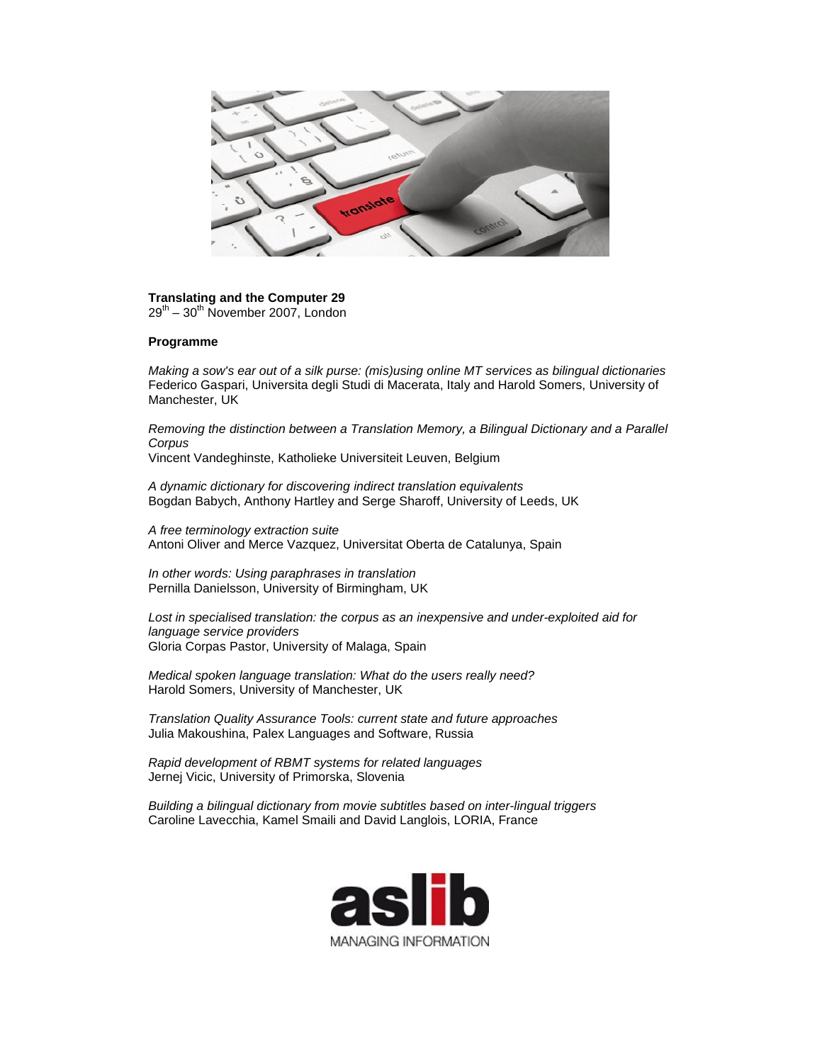**Translating and the Computer 29**
29th – 30th November 2007, London

**Programme**

*Making a sow's ear out of a silk purse: (mis)using online MT services as bilingual dictionaries*
Federico Gaspari, Universita degli Studi di Macerata, Italy and Harold Somers, University of Manchester, UK

*Removing the distinction between a Translation Memory, a Bilingual Dictionary and a Parallel Corpus*
Vincent Vandeghinste, Katholieke Universiteit Leuven, Belgium

*A dynamic dictionary for discovering indirect translation equivalents*
Bogdan Babych, Anthony Hartley and Serge Sharoff, University of Leeds, UK

*A free terminology extraction suite*
Antoni Oliver and Merce Vazquez, Universitat Oberta de Catalunya, Spain

*In other words: Using paraphrases in translation*
Pernilla Danielsson, University of Birmingham, UK

*Lost in specialised translation: the corpus as an inexpensive and under-exploited aid for language service providers*
Gloria Corpas Pastor, University of Malaga, Spain

*Medical spoken language translation: What do the users really need?*
Harold Somers, University of Manchester, UK

*Translation Quality Assurance Tools: current state and future approaches*
Julia Makoushina, Palex Languages and Software, Russia

*Rapid development of RBMT systems for related languages*
Jernej Vicic, University of Primorska, Slovenia

*Building a bilingual dictionary from movie subtitles based on inter-lingual triggers*
Caroline Lavecchia, Kamel Smaili and David Langlois, LORIA, France

aslib
MANAGING INFORMATION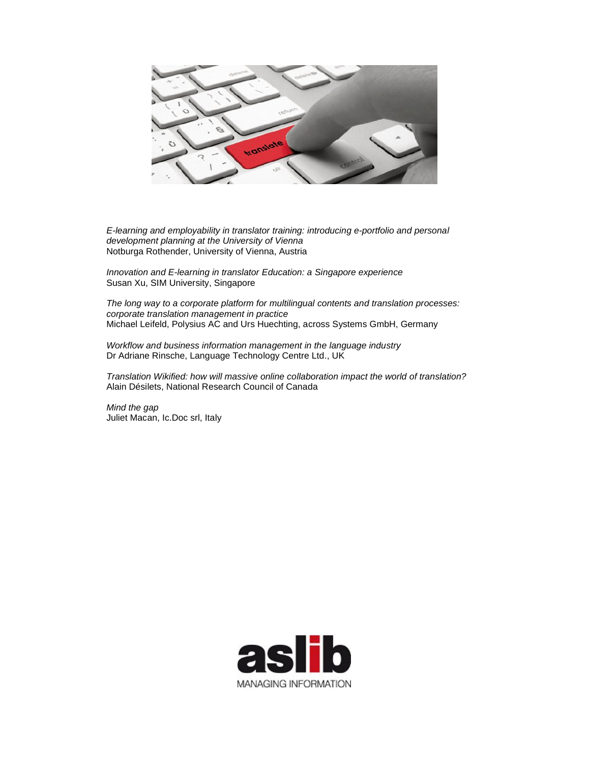*E-learning and employability in translator training: introducing e-portfolio and personal development planning at the University of Vienna*
Notburga Rothender, University of Vienna, Austria

*Innovation and E-learning in translator Education: a Singapore experience*
Susan Xu, SIM University, Singapore

*The long way to a corporate platform for multilingual contents and translation processes: corporate translation management in practice*
Michael Leifeld, Polysius AC and Urs Huechting, across Systems GmbH, Germany

*Workflow and business information management in the language industry*
Dr Adriane Rinsche, Language Technology Centre Ltd., UK

*Translation Wikified: how will massive online collaboration impact the world of translation?*
Alain Désilets, National Research Council of Canada

*Mind the gap*
Juliet Macan, Ic.Doc srl, Italy

aslib
MANAGING INFORMATION